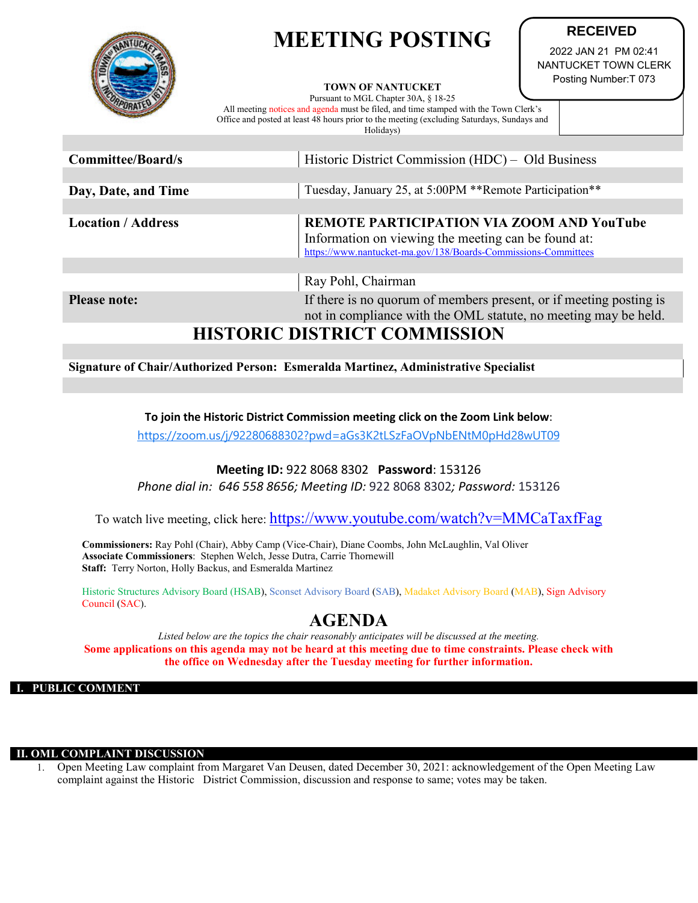# MEETING POSTING

**RECEIVED**
2022 JAN 21 PM 02:41
NANTUCKET TOWN CLERK
Posting Number:T 073

**TOWN OF NANTUCKET**
Pursuant to MGL Chapter 30A, § 18-25
All meeting notices and agenda must be filed, and time stamped with the Town Clerk's Office and posted at least 48 hours prior to the meeting (excluding Saturdays, Sundays and Holidays)

| | |
|---|---|
| **Committee/Board/s** | Historic District Commission (HDC) – Old Business |
| **Day, Date, and Time** | Tuesday, January 25, at 5:00PM **Remote Participation** |
| **Location / Address** | **REMOTE PARTICIPATION VIA ZOOM AND YouTube** Information on viewing the meeting can be found at: https://www.nantucket-ma.gov/138/Boards-Commissions-Committees |
| | Ray Pohl, Chairman |
| **Please note:** | If there is no quorum of members present, or if meeting posting is not in compliance with the OML statute, no meeting may be held. |

## HISTORIC DISTRICT COMMISSION

**Signature of Chair/Authorized Person: Esmeralda Martinez, Administrative Specialist**

**To join the Historic District Commission meeting click on the Zoom Link below**:
https://zoom.us/j/92280688302?pwd=aGs3K2tLSzFaOVpNbENtM0pHd28wUT09

**Meeting ID:** 922 8068 8302 **Password**: 153126
*Phone dial in: 646 558 8656; Meeting ID:* 922 8068 8302*; Password:* 153126

To watch live meeting, click here: https://www.youtube.com/watch?v=MMCaTaxfFag

**Commissioners:** Ray Pohl (Chair), Abby Camp (Vice-Chair), Diane Coombs, John McLaughlin, Val Oliver
**Associate Commissioners**: Stephen Welch, Jesse Dutra, Carrie Thornewill
**Staff:** Terry Norton, Holly Backus, and Esmeralda Martinez

Historic Structures Advisory Board (HSAB), Sconset Advisory Board (SAB), Madaket Advisory Board (MAB), Sign Advisory Council (SAC).

## AGENDA

*Listed below are the topics the chair reasonably anticipates will be discussed at the meeting.*

**Some applications on this agenda may not be heard at this meeting due to time constraints. Please check with the office on Wednesday after the Tuesday meeting for further information.**

### I. PUBLIC COMMENT

### II. OML COMPLAINT DISCUSSION

1. Open Meeting Law complaint from Margaret Van Deusen, dated December 30, 2021: acknowledgement of the Open Meeting Law complaint against the Historic District Commission, discussion and response to same; votes may be taken.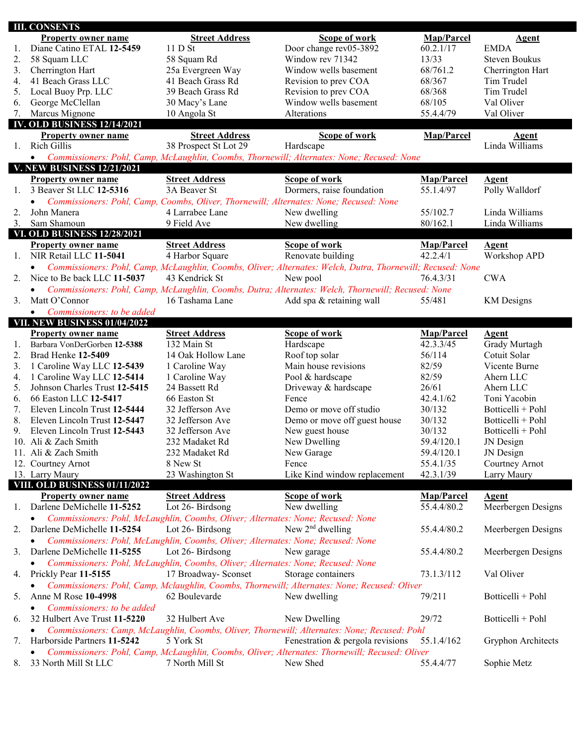## III. CONSENTS

| | Property owner name | Street Address | Scope of work | Map/Parcel | Agent |
|---|---|---|---|---|---|
| 1. | Diane Catino ETAL **12-5459** | 11 D St | Door change rev05-3892 | 60.2.1/17 | EMDA |
| 2. | 58 Squam LLC | 58 Squam Rd | Window rev 71342 | 13/33 | Steven Boukus |
| 3. | Cherrington Hart | 25a Evergreen Way | Window wells basement | 68/761.2 | Cherrington Hart |
| 4. | 41 Beach Grass LLC | 41 Beach Grass Rd | Revision to prev COA | 68/367 | Tim Trudel |
| 5. | Local Buoy Prp. LLC | 39 Beach Grass Rd | Revision to prev COA | 68/368 | Tim Trudel |
| 6. | George McClellan | 30 Macy's Lane | Window wells basement | 68/105 | Val Oliver |
| 7. | Marcus Mignone | 10 Angola St | Alterations | 55.4.4/79 | Val Oliver |

## IV. OLD BUSINESS 12/14/2021

| | Property owner name | Street Address | Scope of work | Map/Parcel | Agent |
|---|---|---|---|---|---|
| 1. | Rich Gillis | 38 Prospect St Lot 29 | Hardscape | | Linda Williams |

- *Commissioners: Pohl, Camp, McLaughlin, Coombs, Thornewill; Alternates: None; Recused: None*

## V. NEW BUSINESS 12/21/2021

| | Property owner name | Street Address | Scope of work | Map/Parcel | Agent |
|---|---|---|---|---|---|
| 1. | 3 Beaver St LLC **12-5316** | 3A Beaver St | Dormers, raise foundation | 55.1.4/97 | Polly Walldorf |

- *Commissioners: Pohl, Camp, Coombs, Oliver, Thornewill; Alternates: None; Recused: None*

| | Property owner name | Street Address | Scope of work | Map/Parcel | Agent |
|---|---|---|---|---|---|
| 2. | John Manera | 4 Larrabee Lane | New dwelling | 55/102.7 | Linda Williams |
| 3. | Sam Shamoun | 9 Field Ave | New dwelling | 80/162.1 | Linda Williams |

## VI. OLD BUSINESS 12/28/2021

| | Property owner name | Street Address | Scope of work | Map/Parcel | Agent |
|---|---|---|---|---|---|
| 1. | NIR Retail LLC **11-5041** | 4 Harbor Square | Renovate building | 42.2.4/1 | Workshop APD |

- *Commissioners: Pohl, Camp, McLaughlin, Coombs, Oliver; Alternates: Welch, Dutra, Thornewill; Recused: None*

| | Property owner name | Street Address | Scope of work | Map/Parcel | Agent |
|---|---|---|---|---|---|
| 2. | Nice to Be back LLC **11-5037** | 43 Kendrick St | New pool | 76.4.3/31 | CWA |

- *Commissioners: Pohl, Camp, McLaughlin, Coombs, Dutra; Alternates: Welch, Thornewill; Recused: None*

| | Property owner name | Street Address | Scope of work | Map/Parcel | Agent |
|---|---|---|---|---|---|
| 3. | Matt O'Connor | 16 Tashama Lane | Add spa & retaining wall | 55/481 | KM Designs |

- *Commissioners: to be added*

## VII. NEW BUSINESS 01/04/2022

| | Property owner name | Street Address | Scope of work | Map/Parcel | Agent |
|---|---|---|---|---|---|
| 1. | Barbara VonDerGorben **12-5388** | 132 Main St | Hardscape | 42.3.3/45 | Grady Murtagh |
| 2. | Brad Henke **12-5409** | 14 Oak Hollow Lane | Roof top solar | 56/114 | Cotuit Solar |
| 3. | 1 Caroline Way LLC **12-5439** | 1 Caroline Way | Main house revisions | 82/59 | Vicente Burne |
| 4. | 1 Caroline Way LLC **12-5414** | 1 Caroline Way | Pool & hardscape | 82/59 | Ahern LLC |
| 5. | Johnson Charles Trust **12-5415** | 24 Bassett Rd | Driveway & hardscape | 26/61 | Ahern LLC |
| 6. | 66 Easton LLC **12-5417** | 66 Easton St | Fence | 42.4.1/62 | Toni Yacobin |
| 7. | Eleven Lincoln Trust **12-5444** | 32 Jefferson Ave | Demo or move off studio | 30/132 | Botticelli + Pohl |
| 8. | Eleven Lincoln Trust **12-5447** | 32 Jefferson Ave | Demo or move off guest house | 30/132 | Botticelli + Pohl |
| 9. | Eleven Lincoln Trust **12-5443** | 32 Jefferson Ave | New guest house | 30/132 | Botticelli + Pohl |
| 10. | Ali & Zach Smith | 232 Madaket Rd | New Dwelling | 59.4/120.1 | JN Design |
| 11. | Ali & Zach Smith | 232 Madaket Rd | New Garage | 59.4/120.1 | JN Design |
| 12. | Courtney Arnot | 8 New St | Fence | 55.4.1/35 | Courtney Arnot |
| 13. | Larry Maury | 23 Washington St | Like Kind window replacement | 42.3.1/39 | Larry Maury |

## VIII. OLD BUSINESS 01/11/2022

| | Property owner name | Street Address | Scope of work | Map/Parcel | Agent |
|---|---|---|---|---|---|
| 1. | Darlene DeMichelle **11-5252** | Lot 26- Birdsong | New dwelling | 55.4.4/80.2 | Meerbergen Designs |

- *Commissioners: Pohl, McLaughlin, Coombs, Oliver; Alternates: None; Recused: None*

| | Property owner name | Street Address | Scope of work | Map/Parcel | Agent |
|---|---|---|---|---|---|
| 2. | Darlene DeMichelle **11-5254** | Lot 26- Birdsong | New 2nd dwelling | 55.4.4/80.2 | Meerbergen Designs |

- *Commissioners: Pohl, McLaughlin, Coombs, Oliver; Alternates: None; Recused: None*

| | Property owner name | Street Address | Scope of work | Map/Parcel | Agent |
|---|---|---|---|---|---|
| 3. | Darlene DeMichelle **11-5255** | Lot 26- Birdsong | New garage | 55.4.4/80.2 | Meerbergen Designs |

- *Commissioners: Pohl, McLaughlin, Coombs, Oliver; Alternates: None; Recused: None*

| | Property owner name | Street Address | Scope of work | Map/Parcel | Agent |
|---|---|---|---|---|---|
| 4. | Prickly Pear **11-5155** | 17 Broadway- Sconset | Storage containers | 73.1.3/112 | Val Oliver |

- *Commissioners: Pohl, Camp, Mclaughlin, Coombs, Thornewill; Alternates: None; Recused: Oliver*

| | Property owner name | Street Address | Scope of work | Map/Parcel | Agent |
|---|---|---|---|---|---|
| 5. | Anne M Rose **10-4998** | 62 Boulevarde | New dwelling | 79/211 | Botticelli + Pohl |

- *Commissioners: to be added*

| | Property owner name | Street Address | Scope of work | Map/Parcel | Agent |
|---|---|---|---|---|---|
| 6. | 32 Hulbert Ave Trust **11-5220** | 32 Hulbert Ave | New Dwelling | 29/72 | Botticelli + Pohl |

- *Commissioners: Camp, McLaughlin, Coombs, Oliver, Thornewill; Alternates: None; Recused: Pohl*

| | Property owner name | Street Address | Scope of work | Map/Parcel | Agent |
|---|---|---|---|---|---|
| 7. | Harborside Partners **11-5242** | 5 York St | Fenestration & pergola revisions | 55.1.4/162 | Gryphon Architects |

- *Commissioners: Pohl, Camp, McLaughlin, Coombs, Oliver; Alternates: Thornewill; Recused: Oliver*

| | Property owner name | Street Address | Scope of work | Map/Parcel | Agent |
|---|---|---|---|---|---|
| 8. | 33 North Mill St LLC | 7 North Mill St | New Shed | 55.4.4/77 | Sophie Metz |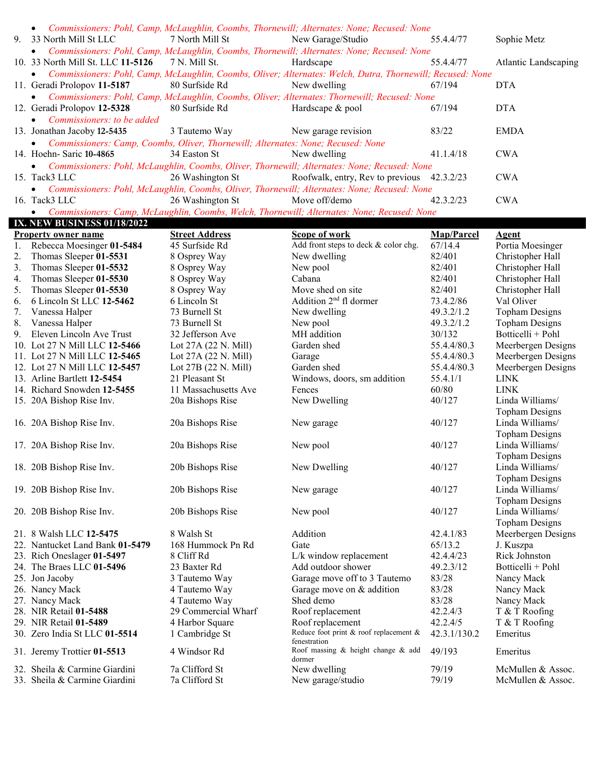- *Commissioners: Pohl, Camp, McLaughlin, Coombs, Thornewill; Alternates: None; Recused: None*

| | | | | | |
|---|---|---|---|---|---|
| 9. | 33 North Mill St LLC | 7 North Mill St | New Garage/Studio | 55.4.4/77 | Sophie Metz |

- *Commissioners: Pohl, Camp, McLaughlin, Coombs, Thornewill; Alternates: None; Recused: None*

| | | | | | |
|---|---|---|---|---|---|
| 10. | 33 North Mill St. LLC **11-5126** | 7 N. Mill St. | Hardscape | 55.4.4/77 | Atlantic Landscaping |

- *Commissioners: Pohl, Camp, McLaughlin, Coombs, Oliver; Alternates: Welch, Dutra, Thornewill; Recused: None*

| | | | | | |
|---|---|---|---|---|---|
| 11. | Geradi Prolopov **11-5187** | 80 Surfside Rd | New dwelling | 67/194 | DTA |

- *Commissioners: Pohl, Camp, McLaughlin, Coombs, Oliver; Alternates: Thornewill; Recused: None*

| | | | | | |
|---|---|---|---|---|---|
| 12. | Geradi Prolopov **12-5328** | 80 Surfside Rd | Hardscape & pool | 67/194 | DTA |

- *Commissioners: to be added*

| | | | | | |
|---|---|---|---|---|---|
| 13. | Jonathan Jacoby **12-5435** | 3 Tautemo Way | New garage revision | 83/22 | EMDA |

- *Commissioners: Camp, Coombs, Oliver, Thornewill; Alternates: None; Recused: None*

| | | | | | |
|---|---|---|---|---|---|
| 14. | Hoehn- Saric **10-4865** | 34 Easton St | New dwelling | 41.1.4/18 | CWA |

- *Commissioners: Pohl, McLaughlin, Coombs, Oliver, Thornewill; Alternates: None; Recused: None*

| | | | | | |
|---|---|---|---|---|---|
| 15. | Tack3 LLC | 26 Washington St | Roofwalk, entry, Rev to previous | 42.3.2/23 | CWA |

- *Commissioners: Pohl, McLaughlin, Coombs, Oliver, Thornewill; Alternates: None; Recused: None*

| | | | | | |
|---|---|---|---|---|---|
| 16. | Tack3 LLC | 26 Washington St | Move off/demo | 42.3.2/23 | CWA |

- *Commissioners: Camp, McLaughlin, Coombs, Welch, Thornewill; Alternates: None; Recused: None*

## IX. NEW BUSINESS 01/18/2022

| | Property owner name | Street Address | Scope of work | Map/Parcel | Agent |
|---|---|---|---|---|---|
| 1. | Rebecca Moesinger **01-5484** | 45 Surfside Rd | Add front steps to deck & color chg. | 67/14.4 | Portia Moesinger |
| 2. | Thomas Sleeper **01-5531** | 8 Osprey Way | New dwelling | 82/401 | Christopher Hall |
| 3. | Thomas Sleeper **01-5532** | 8 Osprey Way | New pool | 82/401 | Christopher Hall |
| 4. | Thomas Sleeper **01-5530** | 8 Osprey Way | Cabana | 82/401 | Christopher Hall |
| 5. | Thomas Sleeper **01-5530** | 8 Osprey Way | Move shed on site | 82/401 | Christopher Hall |
| 6. | 6 Lincoln St LLC **12-5462** | 6 Lincoln St | Addition 2nd fl dormer | 73.4.2/86 | Val Oliver |
| 7. | Vanessa Halper | 73 Burnell St | New dwelling | 49.3.2/1.2 | Topham Designs |
| 8. | Vanessa Halper | 73 Burnell St | New pool | 49.3.2/1.2 | Topham Designs |
| 9. | Eleven Lincoln Ave Trust | 32 Jefferson Ave | MH addition | 30/132 | Botticelli + Pohl |
| 10. | Lot 27 N Mill LLC **12-5466** | Lot 27A (22 N. Mill) | Garden shed | 55.4.4/80.3 | Meerbergen Designs |
| 11. | Lot 27 N Mill LLC **12-5465** | Lot 27A (22 N. Mill) | Garage | 55.4.4/80.3 | Meerbergen Designs |
| 12. | Lot 27 N Mill LLC **12-5457** | Lot 27B (22 N. Mill) | Garden shed | 55.4.4/80.3 | Meerbergen Designs |
| 13. | Arline Bartlett **12-5454** | 21 Pleasant St | Windows, doors, sm addition | 55.4.1/1 | LINK |
| 14. | Richard Snowden **12-5455** | 11 Massachusetts Ave | Fences | 60/80 | LINK |
| 15. | 20A Bishop Rise Inv. | 20a Bishops Rise | New Dwelling | 40/127 | Linda Williams/ Topham Designs |
| 16. | 20A Bishop Rise Inv. | 20a Bishops Rise | New garage | 40/127 | Linda Williams/ Topham Designs |
| 17. | 20A Bishop Rise Inv. | 20a Bishops Rise | New pool | 40/127 | Linda Williams/ Topham Designs |
| 18. | 20B Bishop Rise Inv. | 20b Bishops Rise | New Dwelling | 40/127 | Linda Williams/ Topham Designs |
| 19. | 20B Bishop Rise Inv. | 20b Bishops Rise | New garage | 40/127 | Linda Williams/ Topham Designs |
| 20. | 20B Bishop Rise Inv. | 20b Bishops Rise | New pool | 40/127 | Linda Williams/ Topham Designs |
| 21. | 8 Walsh LLC **12-5475** | 8 Walsh St | Addition | 42.4.1/83 | Meerbergen Designs |
| 22. | Nantucket Land Bank **01-5479** | 168 Hummock Pn Rd | Gate | 65/13.2 | J. Kuszpa |
| 23. | Rich Oneslager **01-5497** | 8 Cliff Rd | L/k window replacement | 42.4.4/23 | Rick Johnston |
| 24. | The Braes LLC **01-5496** | 23 Baxter Rd | Add outdoor shower | 49.2.3/12 | Botticelli + Pohl |
| 25. | Jon Jacoby | 3 Tautemo Way | Garage move off to 3 Tautemo | 83/28 | Nancy Mack |
| 26. | Nancy Mack | 4 Tautemo Way | Garage move on & addition | 83/28 | Nancy Mack |
| 27. | Nancy Mack | 4 Tautemo Way | Shed demo | 83/28 | Nancy Mack |
| 28. | NIR Retail **01-5488** | 29 Commercial Wharf | Roof replacement | 42.2.4/3 | T & T Roofing |
| 29. | NIR Retail **01-5489** | 4 Harbor Square | Roof replacement | 42.2.4/5 | T & T Roofing |
| 30. | Zero India St LLC **01-5514** | 1 Cambridge St | Reduce foot print & roof replacement & fenestration | 42.3.1/130.2 | Emeritus |
| 31. | Jeremy Trottier **01-5513** | 4 Windsor Rd | Roof massing & height change & add dormer | 49/193 | Emeritus |
| 32. | Sheila & Carmine Giardini | 7a Clifford St | New dwelling | 79/19 | McMullen & Assoc. |
| 33. | Sheila & Carmine Giardini | 7a Clifford St | New garage/studio | 79/19 | McMullen & Assoc. |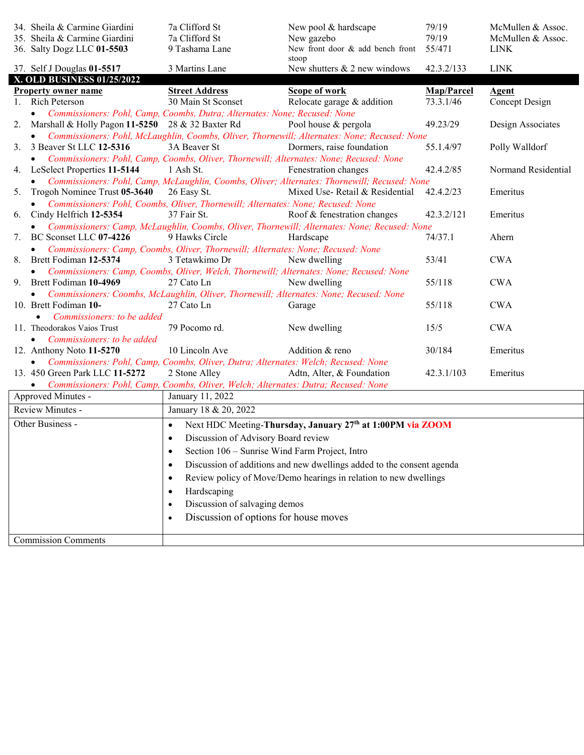| | | | | |
|---|---|---|---|---|
| 34. Sheila & Carmine Giardini | 7a Clifford St | New pool & hardscape | 79/19 | McMullen & Assoc. |
| 35. Sheila & Carmine Giardini | 7a Clifford St | New gazebo | 79/19 | McMullen & Assoc. |
| 36. Salty Dogz LLC **01-5503** | 9 Tashama Lane | New front door & add bench front stoop | 55/471 | LINK |
| 37. Self J Douglas **01-5517** | 3 Martins Lane | New shutters & 2 new windows | 42.3.2/133 | LINK |

## X. OLD BUSINESS 01/25/2022

| Property owner name | Street Address | Scope of work | Map/Parcel | Agent |
|---|---|---|---|---|
| 1. Rich Peterson | 30 Main St Sconset | Relocate garage & addition | 73.3.1/46 | Concept Design |
| • *Commissioners: Pohl, Camp, Coombs, Dutra; Alternates: None; Recused: None* | | | | |
| 2. Marshall & Holly Pagon **11-5250** | 28 & 32 Baxter Rd | Pool house & pergola | 49.23/29 | Design Associates |
| • *Commissioners: Pohl, McLaughlin, Coombs, Oliver, Thornewill; Alternates: None; Recused: None* | | | | |
| 3. 3 Beaver St LLC **12-5316** | 3A Beaver St | Dormers, raise foundation | 55.1.4/97 | Polly Walldorf |
| • *Commissioners: Pohl, Camp, Coombs, Oliver, Thornewill; Alternates: None; Recused: None* | | | | |
| 4. LeSelect Properties **11-5144** | 1 Ash St. | Fenestration changes | 42.4.2/85 | Normand Residential |
| • *Commissioners: Pohl, Camp, McLaughlin, Coombs, Oliver; Alternates: Thornewill; Recused: None* | | | | |
| 5. Trogoh Nominee Trust **05-3640** | 26 Easy St. | Mixed Use- Retail & Residential | 42.4.2/23 | Emeritus |
| • *Commissioners: Pohl, Coombs, Oliver, Thornewill; Alternates: None; Recused: None* | | | | |
| 6. Cindy Helfrich **12-5354** | 37 Fair St. | Roof & fenestration changes | 42.3.2/121 | Emeritus |
| • *Commissioners: Camp, McLaughlin, Coombs, Oliver, Thornewill; Alternates: None; Recused: None* | | | | |
| 7. BC Sconset LLC **07-4226** | 9 Hawks Circle | Hardscape | 74/37.1 | Ahern |
| • *Commissioners: Camp, Coombs, Oliver, Thornewill; Alternates: None; Recused: None* | | | | |
| 8. Brett Fodiman **12-5374** | 3 Tetawkimo Dr | New dwelling | 53/41 | CWA |
| • *Commissioners: Camp, Coombs, Oliver, Welch, Thornewill; Alternates: None; Recused: None* | | | | |
| 9. Brett Fodiman **10-4969** | 27 Cato Ln | New dwelling | 55/118 | CWA |
| • *Commissioners: Coombs, McLaughlin, Oliver, Thornewill; Alternates: None; Recused: None* | | | | |
| 10. Brett Fodiman **10-** | 27 Cato Ln | Garage | 55/118 | CWA |
| • *Commissioners: to be added* | | | | |
| 11. Theodorakos Vaios Trust | 79 Pocomo rd. | New dwelling | 15/5 | CWA |
| • *Commissioners: to be added* | | | | |
| 12. Anthony Noto **11-5270** | 10 Lincoln Ave | Addition & reno | 30/184 | Emeritus |
| • *Commissioners: Pohl, Camp, Coombs, Oliver, Dutra; Alternates: Welch; Recused: None* | | | | |
| 13. 450 Green Park LLC **11-5272** | 2 Stone Alley | Adtn, Alter, & Foundation | 42.3.1/103 | Emeritus |
| • *Commissioners: Pohl, Camp, Coombs, Oliver, Welch; Alternates: Dutra; Recused: None* | | | | |

| | |
|---|---|
| Approved Minutes - | January 11, 2022 |
| Review Minutes - | January 18 & 20, 2022 |
| Other Business - | • Next HDC Meeting-**Thursday, January 27th at 1:00PM via ZOOM**<br>• Discussion of Advisory Board review<br>• Section 106 – Sunrise Wind Farm Project, Intro<br>• Discussion of additions and new dwellings added to the consent agenda<br>• Review policy of Move/Demo hearings in relation to new dwellings<br>• Hardscaping<br>• Discussion of salvaging demos<br>• Discussion of options for house moves |
| Commission Comments | |